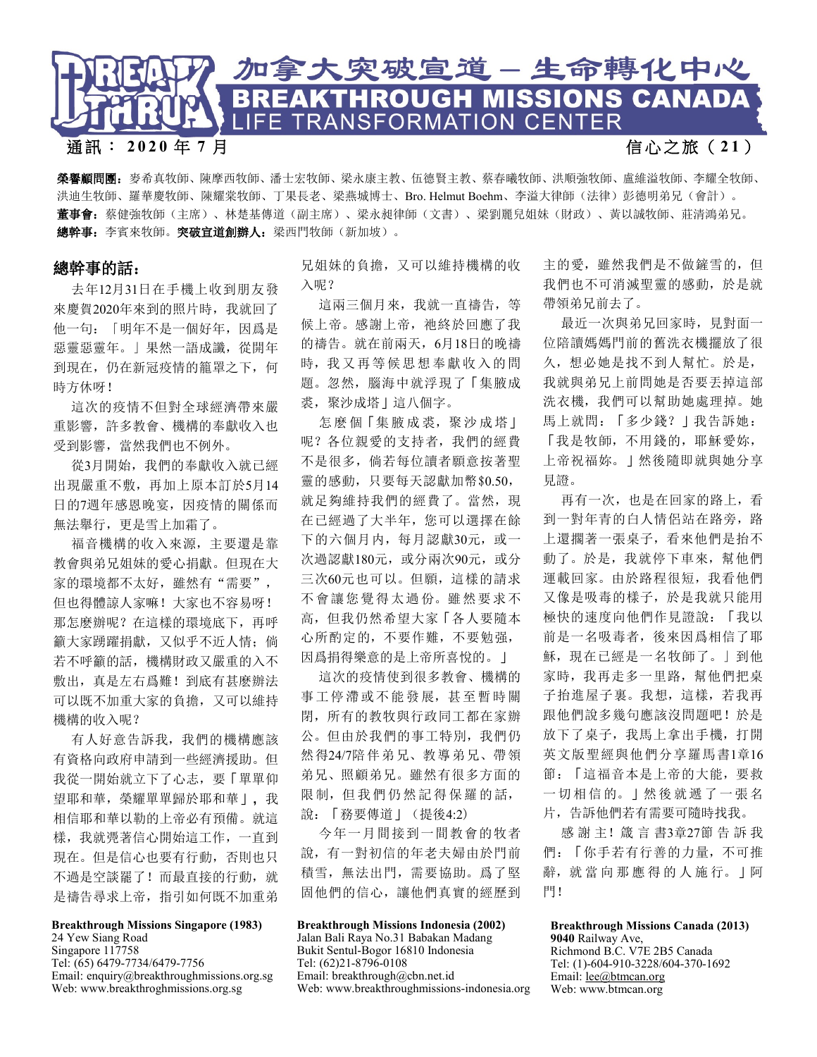# 加拿大突破宣道 – 生命轉化中心
# BREAKTHROUGH MISSIONS CANADA
## LIFE TRANSFORMATION CENTER

通訊：2020年7月　　　　信心之旅（21）

**榮譽顧問團**：麥希真牧師、陳摩西牧師、潘士宏牧師、梁永康主教、伍德賢主教、蔡春曦牧師、洪順強牧師、盧維溢牧師、李耀全牧師、洪迪生牧師、羅華慶牧師、陳耀棠牧師、丁果長老、梁燕城博士、Bro. Helmut Boehm、李溢大律師（法律）彭德明弟兄（會計）。
**董事會**：蔡健強牧師（主席）、林楚基傳道（副主席）、梁永昶律師（文書）、梁劉麗兒姐妹（財政）、黃以誠牧師、莊清鴻弟兄。
**總幹事**：李賓來牧師。**突破宣道創辦人**：梁西門牧師（新加坡）。

## 總幹事的話：

去年12月31日在手機上收到朋友發來慶賀2020年來到的照片時，我就回了他一句：「明年不是一個好年，因爲是惡靈惡靈年。」果然一語成讖，從開年到現在，仍在新冠疫情的籠罩之下，何時方休呀！

這次的疫情不但對全球經濟帶來嚴重影響，許多教會、機構的奉獻收入也受到影響，當然我們也不例外。

從3月開始，我們的奉獻收入就已經出現嚴重不敷，再加上原本訂於5月14日的7週年感恩晚宴，因疫情的關係而無法舉行，更是雪上加霜了。

福音機構的收入來源，主要還是靠教會與弟兄姐妹的愛心捐獻。但現在大家的環境都不太好，雖然有“需要”，但也得體諒人家嘛！大家也不容易呀！那怎麼辦呢？在這樣的環境底下，再呼籲大家踴躍捐獻，又似乎不近人情；倘若不呼籲的話，機構財政又嚴重的入不敷出，真是左右爲難！到底有甚麼辦法可以既不加重大家的負擔，又可以維持機構的收入呢？

有人好意告訴我，我們的機構應該有資格向政府申請到一些經濟援助。但我從一開始就立下了心志，要「單單仰望耶和華，榮耀單單歸於耶和華」，我相信耶和華以勒的上帝必有預備。就這樣，我就憑著信心開始這工作，一直到現在。但是信心也要有行動，否則也只不過是空談罷了！而最直接的行動，就是禱告尋求上帝，指引如何既不加重弟兄姐妹的負擔，又可以維持機構的收入呢？

這兩三個月來，我就一直禱告，等候上帝。感謝上帝，祂終於回應了我的禱告。就在前兩天，6月18日的晚禱時，我又再等候思想奉獻收入的問題。忽然，腦海中就浮現了「集腋成裘，聚沙成塔」這八個字。

怎麼個「集腋成裘，聚沙成塔」呢？各位親愛的支持者，我們的經費不是很多，倘若每位讀者願意按著聖靈的感動，只要每天認獻加幣$0.50，就足夠維持我們的經費了。當然，現在已經過了大半年，您可以選擇在餘下的六個月內，每月認獻30元，或一次過認獻180元，或分兩次90元，或分三次60元也可以。但願，這樣的請求不會讓您覺得太過份。雖然要求不高，但我仍然希望大家「各人要隨本心所酌定的，不要作難，不要勉強，因爲捐得樂意的是上帝所喜悅的。」

這次的疫情使到很多教會、機構的事工停滯或不能發展，甚至暫時關閉，所有的教牧與行政同工都在家辦公。但由於我們的事工特別，我們仍然得24/7陪伴弟兄、教導弟兄、帶領弟兄、照顧弟兄。雖然有很多方面的限制，但我們仍然記得保羅的話，說：「務要傳道」（提後4:2）

今年一月間接到一間教會的牧者說，有一對初信的年老夫婦由於門前積雪，無法出門，需要協助。爲了堅固他們的信心，讓他們真實的經歷到主的愛，雖然我們是不做鏟雪的，但我們也不可消滅聖靈的感動，於是就帶領弟兄前去了。

最近一次與弟兄回家時，見對面一位陪讀媽媽門前的舊洗衣機擺放了很久，想必她是找不到人幫忙。於是，我就與弟兄上前問她是否要丟掉這部洗衣機，我們可以幫助她處理掉。她馬上就問：「多少錢？」我告訴她：「我是牧師，不用錢的，耶穌愛妳，上帝祝福妳。」然後隨即就與她分享見證。

再有一次，也是在回家的路上，看到一對年青的白人情侶站在路旁，路上還擱著一張桌子，看來他們是抬不動了。於是，我就停下車來，幫他們運載回家。由於路程很短，我看他們又像是吸毒的樣子，於是我就只能用極快的速度向他們作見證說：「我以前是一名吸毒者，後來因爲相信了耶穌，現在已經是一名牧師了。」到他家時，我再走多一里路，幫他們把桌子抬進屋子裏。我想，這樣，若我再跟他們說多幾句應該沒問題吧！於是放下了桌子，我馬上拿出手機，打開英文版聖經與他們分享羅馬書1章16節：「這福音本是上帝的大能，要救一切相信的。」然後就遞了一張名片，告訴他們若有需要可隨時找我。

感謝主！箴言書3章27節告訴我們：「你手若有行善的力量，不可推辭，就當向那應得的人施行。」阿門！

**Breakthrough Missions Singapore (1983)**
24 Yew Siang Road
Singapore 117758
Tel: (65) 6479-7734/6479-7756
Email: enquiry@breakthroughmissions.org.sg
Web: www.breakthroghmissions.org.sg

**Breakthrough Missions Indonesia (2002)**
Jalan Bali Raya No.31 Babakan Madang
Bukit Sentul-Bogor 16810 Indonesia
Tel: (62)21-8796-0108
Email: breakthrough@cbn.net.id
Web: www.breakthroughmissions-indonesia.org

**Breakthrough Missions Canada (2013)**
**9040** Railway Ave,
Richmond B.C. V7E 2B5 Canada
Tel: (1)-604-910-3228/604-370-1692
Email: lee@btmcan.org
Web: www.btmcan.org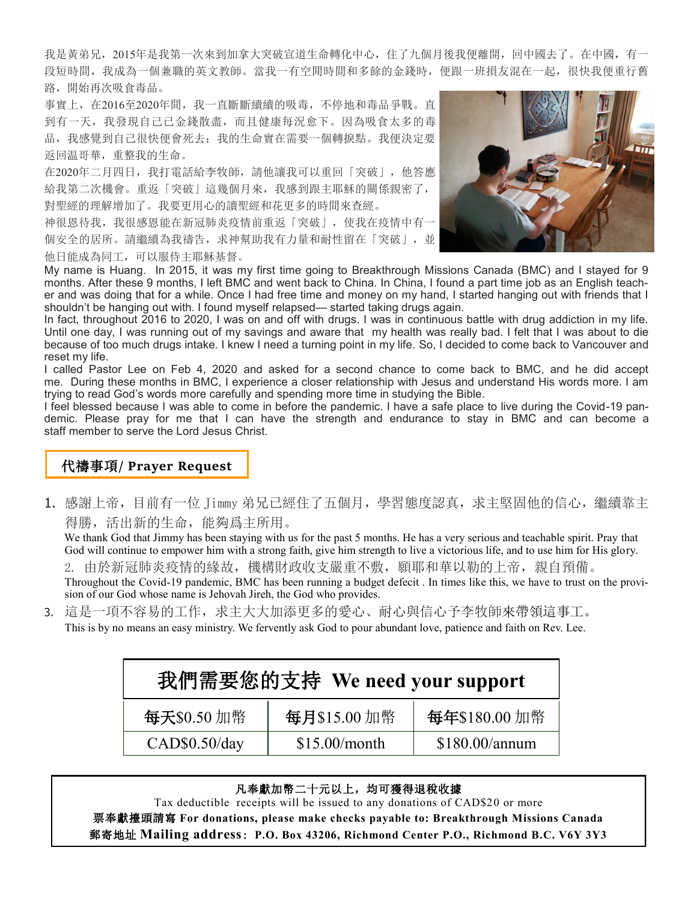我是黃弟兄，2015年是我第一次來到加拿大突破宣道生命轉化中心，住了九個月後我便離開，回中國去了。在中國，有一段短時間，我成為一個兼職的英文教師。當我一有空閒時間和多餘的金錢時，便跟一班損友混在一起，很快我便重行舊路，開始再次吸食毒品。

事實上，在2016至2020年間，我一直斷斷續續的吸毒，不停地和毒品爭戰。直到有一天，我發現自己已金錢散盡，而且健康每況愈下。因為吸食太多的毒品，我感覺到自己很快便會死去；我的生命實在需要一個轉捩點。我便決定要返回溫哥華，重整我的生命。

在2020年二月四日，我打電話給李牧師，請他讓我可以重回「突破」，他答應給我第二次機會。重返「突破」這幾個月來，我感到跟主耶穌的關係親密了，對聖經的理解增加了。我要更用心的讀聖經和花更多的時間來查經。

神很恩待我，我很感恩能在新冠肺炎疫情前重返「突破」，使我在疫情中有一個安全的居所。請繼續為我禱告，求神幫助我有力量和耐性留在「突破」，並他日能成為同工，可以服侍主耶穌基督。

My name is Huang. In 2015, it was my first time going to Breakthrough Missions Canada (BMC) and I stayed for 9 months. After these 9 months, I left BMC and went back to China. In China, I found a part time job as an English teacher and was doing that for a while. Once I had free time and money on my hand, I started hanging out with friends that I shouldn't be hanging out with. I found myself relapsed— started taking drugs again.

In fact, throughout 2016 to 2020, I was on and off with drugs. I was in continuous battle with drug addiction in my life. Until one day, I was running out of my savings and aware that my health was really bad. I felt that I was about to die because of too much drugs intake. I knew I need a turning point in my life. So, I decided to come back to Vancouver and reset my life.

I called Pastor Lee on Feb 4, 2020 and asked for a second chance to come back to BMC, and he did accept me. During these months in BMC, I experience a closer relationship with Jesus and understand His words more. I am trying to read God's words more carefully and spending more time in studying the Bible.

I feel blessed because I was able to come in before the pandemic. I have a safe place to live during the Covid-19 pandemic. Please pray for me that I can have the strength and endurance to stay in BMC and can become a staff member to serve the Lord Jesus Christ.

## 代禱事項/ Prayer Request

1. 感謝上帝，目前有一位 Jimmy 弟兄已經住了五個月，學習態度認真，求主堅固他的信心，繼續靠主得勝，活出新的生命，能夠爲主所用。
   We thank God that Jimmy has been staying with us for the past 5 months. He has a very serious and teachable spirit. Pray that God will continue to empower him with a strong faith, give him strength to live a victorious life, and to use him for His glory.
2. 由於新冠肺炎疫情的緣故，機構財政收支嚴重不敷，願耶和華以勒的上帝，親自預備。
   Throughout the Covid-19 pandemic, BMC has been running a budget defecit . In times like this, we have to trust on the provision of our God whose name is Jehovah Jireh, the God who provides.
3. 這是一項不容易的工作，求主大大加添更多的愛心、耐心與信心予李牧師來帶領這事工。
   This is by no means an easy ministry. We fervently ask God to pour abundant love, patience and faith on Rev. Lee.

| 我們需要您的支持 We need your support | | |
|---|---|---|
| **每天**$0.50 加幣 | **每月**$15.00 加幣 | **每年**$180.00 加幣 |
| CAD$0.50/day | $15.00/month | $180.00/annum |

**凡奉獻加幣二十元以上，均可獲得退稅收據**
Tax deductible receipts will be issued to any donations of CAD$20 or more
**票奉獻擡頭請寫 For donations, please make checks payable to: Breakthrough Missions Canada**
**郵寄地址 Mailing address：P.O. Box 43206, Richmond Center P.O., Richmond B.C. V6Y 3Y3**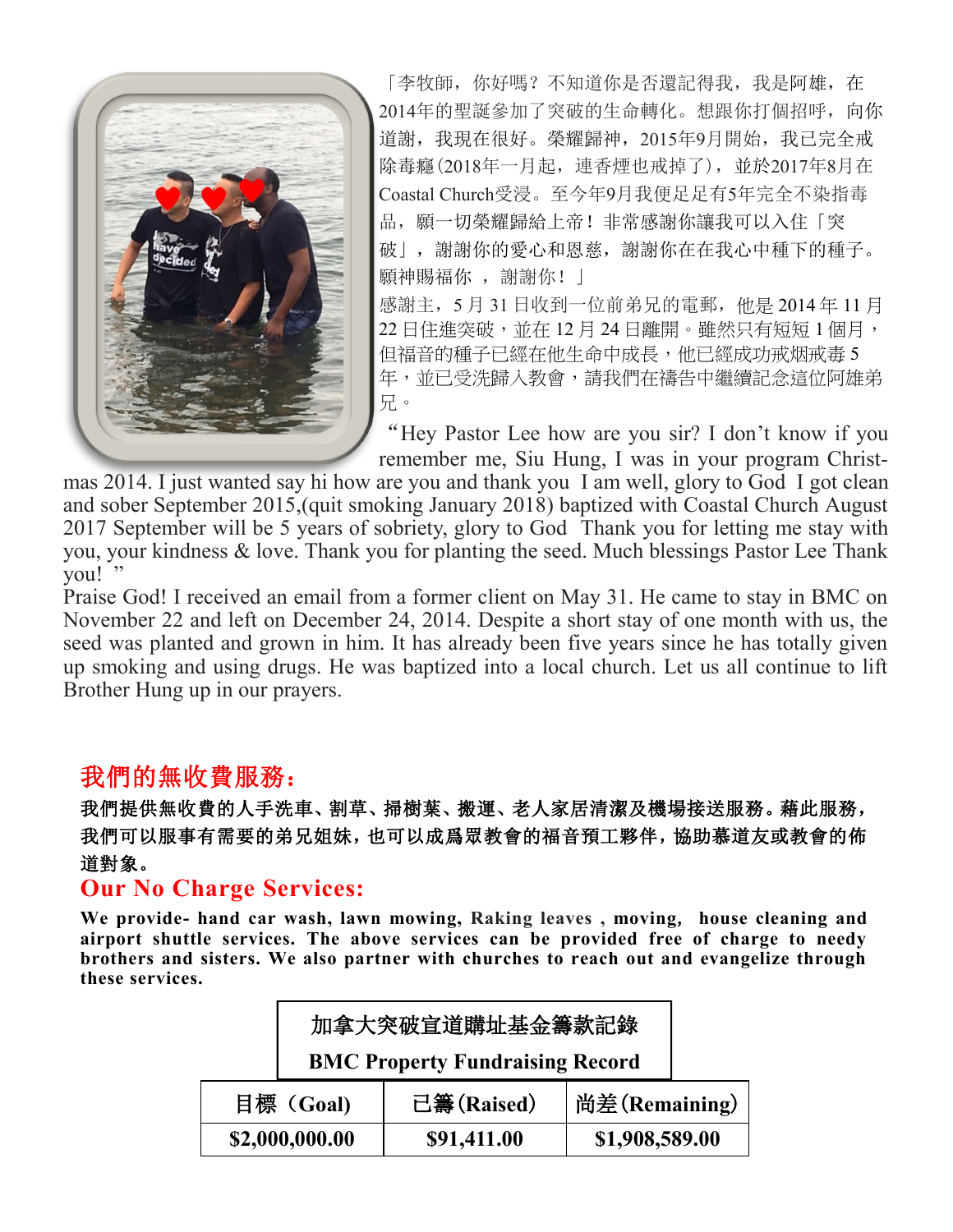「李牧師，你好嗎？不知道你是否還記得我，我是阿雄，在2014年的聖誕參加了突破的生命轉化。想跟你打個招呼，向你道謝，我現在很好。榮耀歸神，2015年9月開始，我已完全戒除毒癮(2018年一月起，連香煙也戒掉了)，並於2017年8月在Coastal Church受浸。至今年9月我便足足有5年完全不染指毒品，願一切榮耀歸給上帝！非常感謝你讓我可以入住「突破」，謝謝你的愛心和恩慈，謝謝你在在我心中種下的種子。願神賜福你 ，謝謝你！」

感謝主，5 月 31 日收到一位前弟兄的電郵，他是 2014 年 11 月 22 日住進突破，並在 12 月 24 日離開。雖然只有短短 1 個月，但福音的種子已經在他生命中成長，他已經成功戒烟戒毒 5 年，並已受洗歸入教會，請我們在禱告中繼續記念這位阿雄弟兄。

"Hey Pastor Lee how are you sir? I don't know if you remember me, Siu Hung, I was in your program Christmas 2014. I just wanted say hi how are you and thank you I am well, glory to God I got clean and sober September 2015,(quit smoking January 2018) baptized with Coastal Church August 2017 September will be 5 years of sobriety, glory to God Thank you for letting me stay with you, your kindness & love. Thank you for planting the seed. Much blessings Pastor Lee Thank you! "

Praise God! I received an email from a former client on May 31. He came to stay in BMC on November 22 and left on December 24, 2014. Despite a short stay of one month with us, the seed was planted and grown in him. It has already been five years since he has totally given up smoking and using drugs. He was baptized into a local church. Let us all continue to lift Brother Hung up in our prayers.

## 我們的無收費服務：

**我們提供無收費的人手洗車、割草、掃樹葉、搬運、老人家居清潔及機場接送服務。藉此服務，我們可以服事有需要的弟兄姐妹，也可以成爲眾教會的福音預工夥伴，協助慕道友或教會的佈道對象。**

## Our No Charge Services:

**We provide- hand car wash, lawn mowing, Raking leaves , moving, house cleaning and airport shuttle services. The above services can be provided free of charge to needy brothers and sisters. We also partner with churches to reach out and evangelize through these services.**

**加拿大突破宣道購址基金籌款記錄**
**BMC Property Fundraising Record**

| 目標（Goal) | 已籌(Raised) | 尚差(Remaining) |
|---|---|---|
| $2,000,000.00 | $91,411.00 | $1,908,589.00 |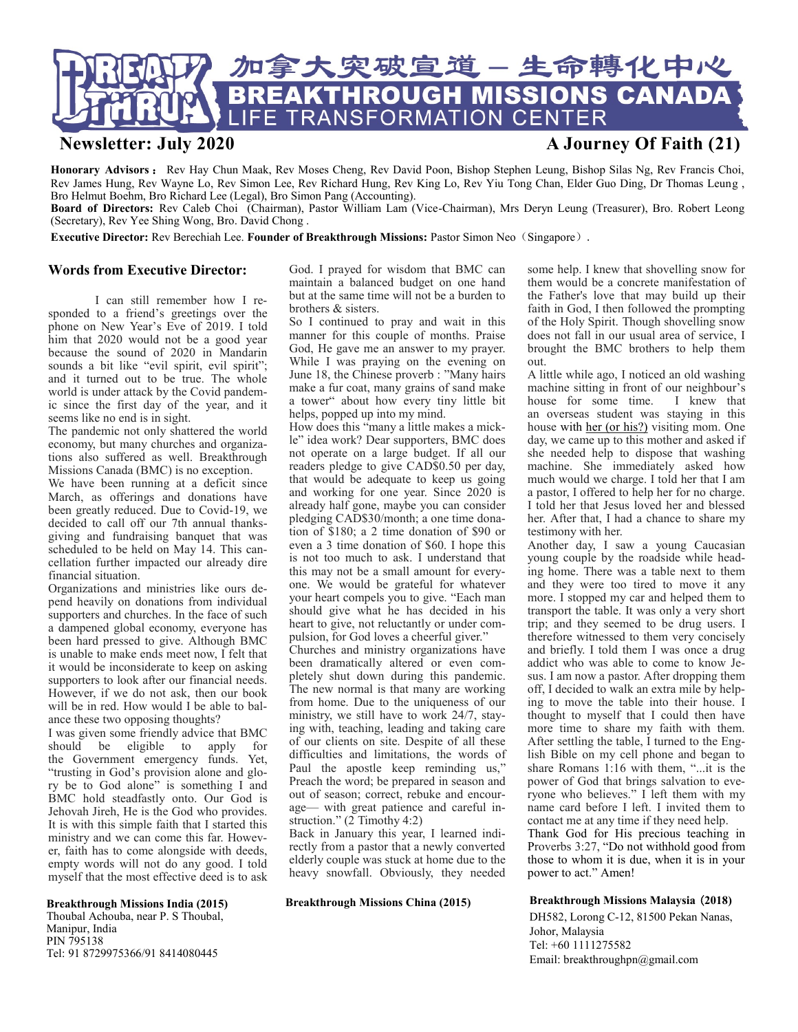# 加拿大突破宣道 – 生命轉化中心
# BREAKTHROUGH MISSIONS CANADA
## LIFE TRANSFORMATION CENTER

**Newsletter: July 2020** — **A Journey Of Faith (21)**

**Honorary Advisors：** Rev Hay Chun Maak, Rev Moses Cheng, Rev David Poon, Bishop Stephen Leung, Bishop Silas Ng, Rev Francis Choi, Rev James Hung, Rev Wayne Lo, Rev Simon Lee, Rev Richard Hung, Rev King Lo, Rev Yiu Tong Chan, Elder Guo Ding, Dr Thomas Leung , Bro Helmut Boehm, Bro Richard Lee (Legal), Bro Simon Pang (Accounting).

**Board of Directors:** Rev Caleb Choi (Chairman), Pastor William Lam (Vice-Chairman), Mrs Deryn Leung (Treasurer), Bro. Robert Leong (Secretary), Rev Yee Shing Wong, Bro. David Chong .

**Executive Director:** Rev Berechiah Lee. **Founder of Breakthrough Missions:** Pastor Simon Neo（Singapore）.

### Words from Executive Director:

I can still remember how I responded to a friend's greetings over the phone on New Year's Eve of 2019. I told him that 2020 would not be a good year because the sound of 2020 in Mandarin sounds a bit like "evil spirit, evil spirit"; and it turned out to be true. The whole world is under attack by the Covid pandemic since the first day of the year, and it seems like no end is in sight.

The pandemic not only shattered the world economy, but many churches and organizations also suffered as well. Breakthrough Missions Canada (BMC) is no exception.

We have been running at a deficit since March, as offerings and donations have been greatly reduced. Due to Covid-19, we decided to call off our 7th annual thanksgiving and fundraising banquet that was scheduled to be held on May 14. This cancellation further impacted our already dire financial situation.

Organizations and ministries like ours depend heavily on donations from individual supporters and churches. In the face of such a dampened global economy, everyone has been hard pressed to give. Although BMC is unable to make ends meet now, I felt that it would be inconsiderate to keep on asking supporters to look after our financial needs. However, if we do not ask, then our book will be in red. How would I be able to balance these two opposing thoughts?

I was given some friendly advice that BMC should be eligible to apply for the Government emergency funds. Yet, "trusting in God's provision alone and glory be to God alone" is something I and BMC hold steadfastly onto. Our God is Jehovah Jireh, He is the God who provides. It is with this simple faith that I started this ministry and we can come this far. However, faith has to come alongside with deeds, empty words will not do any good. I told myself that the most effective deed is to ask God. I prayed for wisdom that BMC can maintain a balanced budget on one hand but at the same time will not be a burden to brothers & sisters.

So I continued to pray and wait in this manner for this couple of months. Praise God, He gave me an answer to my prayer. While I was praying on the evening on June 18, the Chinese proverb : "Many hairs make a fur coat, many grains of sand make a tower" about how every tiny little bit helps, popped up into my mind.

How does this "many a little makes a mickle" idea work? Dear supporters, BMC does not operate on a large budget. If all our readers pledge to give CAD$0.50 per day, that would be adequate to keep us going and working for one year. Since 2020 is already half gone, maybe you can consider pledging CAD$30/month; a one time donation of $180; a 2 time donation of $90 or even a 3 time donation of $60. I hope this is not too much to ask. I understand that this may not be a small amount for everyone. We would be grateful for whatever your heart compels you to give. "Each man should give what he has decided in his heart to give, not reluctantly or under compulsion, for God loves a cheerful giver."

Churches and ministry organizations have been dramatically altered or even completely shut down during this pandemic. The new normal is that many are working from home. Due to the uniqueness of our ministry, we still have to work 24/7, staying with, teaching, leading and taking care of our clients on site. Despite of all these difficulties and limitations, the words of Paul the apostle keep reminding us," Preach the word; be prepared in season and out of season; correct, rebuke and encourage— with great patience and careful instruction." (2 Timothy 4:2)

Back in January this year, I learned indirectly from a pastor that a newly converted elderly couple was stuck at home due to the heavy snowfall. Obviously, they needed some help. I knew that shovelling snow for them would be a concrete manifestation of the Father's love that may build up their faith in God, I then followed the prompting of the Holy Spirit. Though shovelling snow does not fall in our usual area of service, I brought the BMC brothers to help them out.

A little while ago, I noticed an old washing machine sitting in front of our neighbour's house for some time. I knew that an overseas student was staying in this house with her (or his?) visiting mom. One day, we came up to this mother and asked if she needed help to dispose that washing machine. She immediately asked how much would we charge. I told her that I am a pastor, I offered to help her for no charge. I told her that Jesus loved her and blessed her. After that, I had a chance to share my testimony with her.

Another day, I saw a young Caucasian young couple by the roadside while heading home. There was a table next to them and they were too tired to move it any more. I stopped my car and helped them to transport the table. It was only a very short trip; and they seemed to be drug users. I therefore witnessed to them very concisely and briefly. I told them I was once a drug addict who was able to come to know Jesus. I am now a pastor. After dropping them off, I decided to walk an extra mile by helping to move the table into their house. I thought to myself that I could then have more time to share my faith with them. After settling the table, I turned to the English Bible on my cell phone and began to share Romans 1:16 with them, "...it is the power of God that brings salvation to everyone who believes." I left them with my name card before I left. I invited them to contact me at any time if they need help.

Thank God for His precious teaching in Proverbs 3:27, "Do not withhold good from those to whom it is due, when it is in your power to act." Amen!

**Breakthrough Missions India (2015)**
Thoubal Achouba, near P. S Thoubal,
Manipur, India
PIN 795138
Tel: 91 8729975366/91 8414080445

**Breakthrough Missions China (2015)**

**Breakthrough Missions Malaysia（2018)**
DH582, Lorong C-12, 81500 Pekan Nanas,
Johor, Malaysia
Tel: +60 1111275582
Email: breakthroughpn@gmail.com